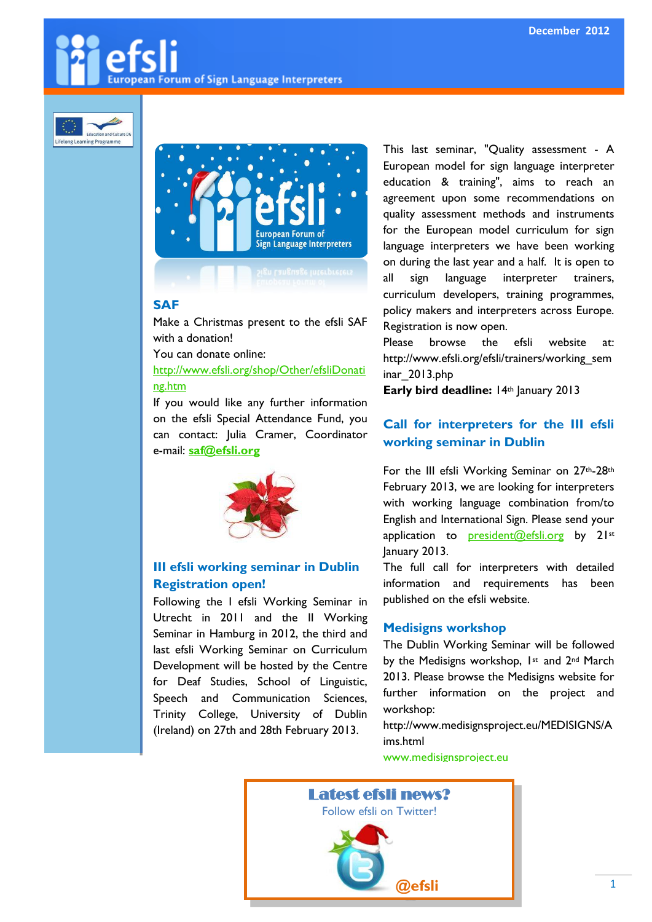December 2012

# efsli European Forum of Sign Language Interpreters

## SAF

Make a Christmas present to the efsli SAF with a donation!

You can donate online: http://www.efsli.org/shop/Other/efsliDonating.htm

If you would like any further information on the efsli Special Attendance Fund, you can contact: Julia Cramer, Coordinator e-mail: **saf@efsli.org**

## III efsli working seminar in Dublin Registration open!

Following the I efsli Working Seminar in Utrecht in 2011 and the II Working Seminar in Hamburg in 2012, the third and last efsli Working Seminar on Curriculum Development will be hosted by the Centre for Deaf Studies, School of Linguistic, Speech and Communication Sciences, Trinity College, University of Dublin (Ireland) on 27th and 28th February 2013.

This last seminar, "Quality assessment - A European model for sign language interpreter education & training", aims to reach an agreement upon some recommendations on quality assessment methods and instruments for the European model curriculum for sign language interpreters we have been working on during the last year and a half. It is open to all sign language interpreter trainers, curriculum developers, training programmes, policy makers and interpreters across Europe. Registration is now open.

Please browse the efsli website at: http://www.efsli.org/efsli/trainers/working_seminar_2013.php

**Early bird deadline:** 14th January 2013

## Call for interpreters for the III efsli working seminar in Dublin

For the III efsli Working Seminar on 27th-28th February 2013, we are looking for interpreters with working language combination from/to English and International Sign. Please send your application to president@efsli.org by 21st January 2013.

The full call for interpreters with detailed information and requirements has been published on the efsli website.

## Medisigns workshop

The Dublin Working Seminar will be followed by the Medisigns workshop, 1st and 2nd March 2013. Please browse the Medisigns website for further information on the project and workshop:

http://www.medisignsproject.eu/MEDISIGNS/Aims.html

www.medisignsproject.eu

**Latest efsli news?**

Follow efsli on Twitter!

**@efsli**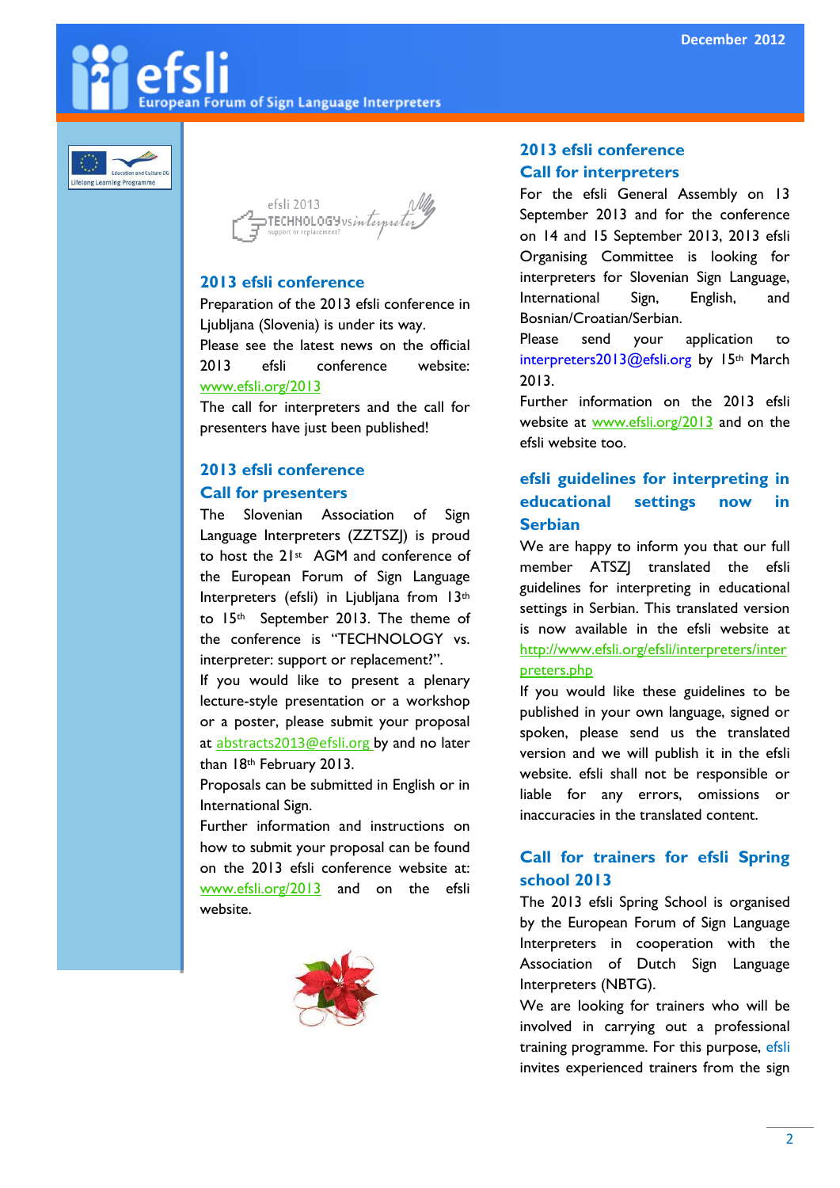## 2013 efsli conference

Preparation of the 2013 efsli conference in Ljubljana (Slovenia) is under its way.

Please see the latest news on the official 2013 efsli conference website: www.efsli.org/2013

The call for interpreters and the call for presenters have just been published!

## 2013 efsli conference
## Call for presenters

The Slovenian Association of Sign Language Interpreters (ZZTSZJ) is proud to host the 21st AGM and conference of the European Forum of Sign Language Interpreters (efsli) in Ljubljana from 13th to 15th September 2013. The theme of the conference is "TECHNOLOGY vs. interpreter: support or replacement?".

If you would like to present a plenary lecture-style presentation or a workshop or a poster, please submit your proposal at abstracts2013@efsli.org by and no later than 18th February 2013.

Proposals can be submitted in English or in International Sign.

Further information and instructions on how to submit your proposal can be found on the 2013 efsli conference website at: www.efsli.org/2013 and on the efsli website.

## 2013 efsli conference
## Call for interpreters

For the efsli General Assembly on 13 September 2013 and for the conference on 14 and 15 September 2013, 2013 efsli Organising Committee is looking for interpreters for Slovenian Sign Language, International Sign, English, and Bosnian/Croatian/Serbian.

Please send your application to interpreters2013@efsli.org by 15th March 2013.

Further information on the 2013 efsli website at www.efsli.org/2013 and on the efsli website too.

## efsli guidelines for interpreting in educational settings now in Serbian

We are happy to inform you that our full member ATSZJ translated the efsli guidelines for interpreting in educational settings in Serbian. This translated version is now available in the efsli website at http://www.efsli.org/efsli/interpreters/interpreters.php

If you would like these guidelines to be published in your own language, signed or spoken, please send us the translated version and we will publish it in the efsli website. efsli shall not be responsible or liable for any errors, omissions or inaccuracies in the translated content.

## Call for trainers for efsli Spring school 2013

The 2013 efsli Spring School is organised by the European Forum of Sign Language Interpreters in cooperation with the Association of Dutch Sign Language Interpreters (NBTG).

We are looking for trainers who will be involved in carrying out a professional training programme. For this purpose, efsli invites experienced trainers from the sign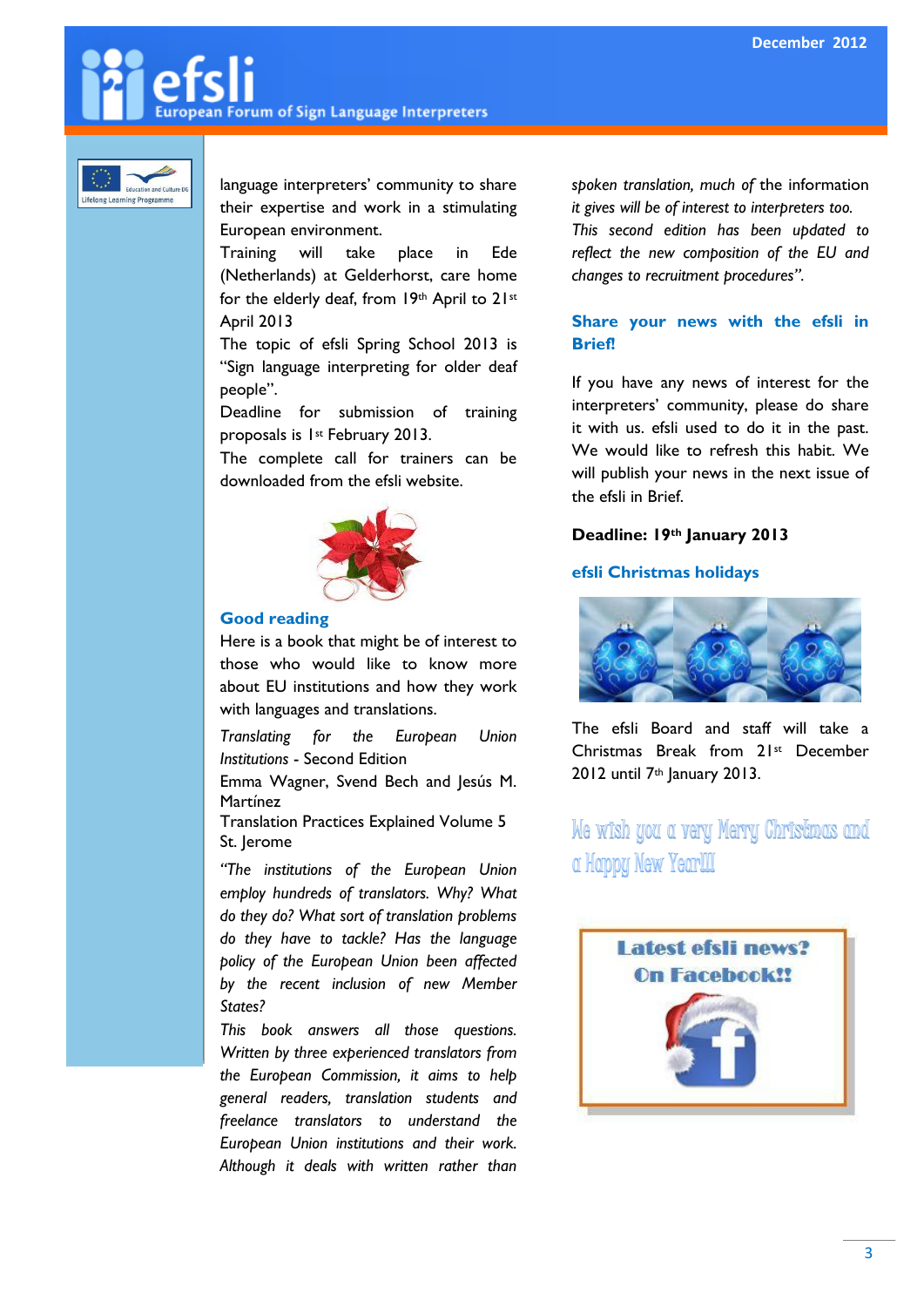language interpreters' community to share their expertise and work in a stimulating European environment.

Training will take place in Ede (Netherlands) at Gelderhorst, care home for the elderly deaf, from 19th April to 21st April 2013

The topic of efsli Spring School 2013 is "Sign language interpreting for older deaf people".

Deadline for submission of training proposals is 1st February 2013.

The complete call for trainers can be downloaded from the efsli website.

## Good reading

Here is a book that might be of interest to those who would like to know more about EU institutions and how they work with languages and translations.

*Translating for the European Union Institutions* - Second Edition

Emma Wagner, Svend Bech and Jesús M. Martínez

Translation Practices Explained Volume 5

St. Jerome

*"The institutions of the European Union employ hundreds of translators. Why? What do they do? What sort of translation problems do they have to tackle? Has the language policy of the European Union been affected by the recent inclusion of new Member States?*

*This book answers all those questions. Written by three experienced translators from the European Commission, it aims to help general readers, translation students and freelance translators to understand the European Union institutions and their work. Although it deals with written rather than spoken translation, much of* the information *it gives will be of interest to interpreters too. This second edition has been updated to reflect the new composition of the EU and changes to recruitment procedures".*

## Share your news with the efsli in Brief!

If you have any news of interest for the interpreters' community, please do share it with us. efsli used to do it in the past. We would like to refresh this habit. We will publish your news in the next issue of the efsli in Brief.

**Deadline: 19th January 2013**

## efsli Christmas holidays

The efsli Board and staff will take a Christmas Break from 21st December 2012 until 7th January 2013.

We wish you a very Merry Christmas and a Happy New Year!!!

**Latest efsli news? On Facebook!!**